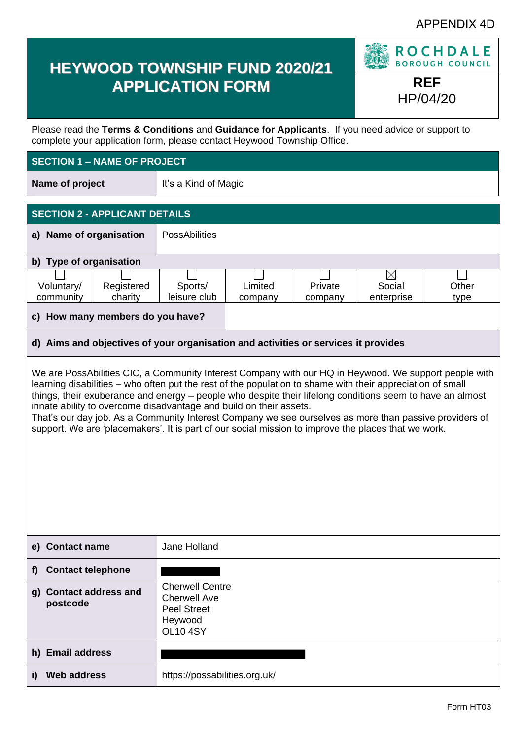APPENDIX 4D

# HEYWOOD TOWNSHIP FUND 2020/21 APPLICATION FORM

ROCHDALE BOROUGH COUNCIL

**REF**
HP/04/20

Please read the **Terms & Conditions** and **Guidance for Applicants**. If you need advice or support to complete your application form, please contact Heywood Township Office.

## SECTION 1 – NAME OF PROJECT

| **Name of project** | It's a Kind of Magic |
|---|---|

## SECTION 2 - APPLICANT DETAILS

| **a) Name of organisation** | PossAbilities |
|---|---|

**b) Type of organisation**

| ☐ Voluntary/ community | ☐ Registered charity | ☐ Sports/ leisure club | ☐ Limited company | ☐ Private company | ☒ Social enterprise | ☐ Other type |
|---|---|---|---|---|---|---|

| **c) How many members do you have?** | |
|---|---|

**d) Aims and objectives of your organisation and activities or services it provides**

We are PossAbilities CIC, a Community Interest Company with our HQ in Heywood. We support people with learning disabilities – who often put the rest of the population to shame with their appreciation of small things, their exuberance and energy – people who despite their lifelong conditions seem to have an almost innate ability to overcome disadvantage and build on their assets.
That's our day job. As a Community Interest Company we see ourselves as more than passive providers of support. We are 'placemakers'. It is part of our social mission to improve the places that we work.

| | |
|---|---|
| **e) Contact name** | Jane Holland |
| **f) Contact telephone** | [redacted] |
| **g) Contact address and postcode** | Cherwell Centre<br>Cherwell Ave<br>Peel Street<br>Heywood<br>OL10 4SY |
| **h) Email address** | [redacted] |
| **i) Web address** | https://possabilities.org.uk/ |

Form HT03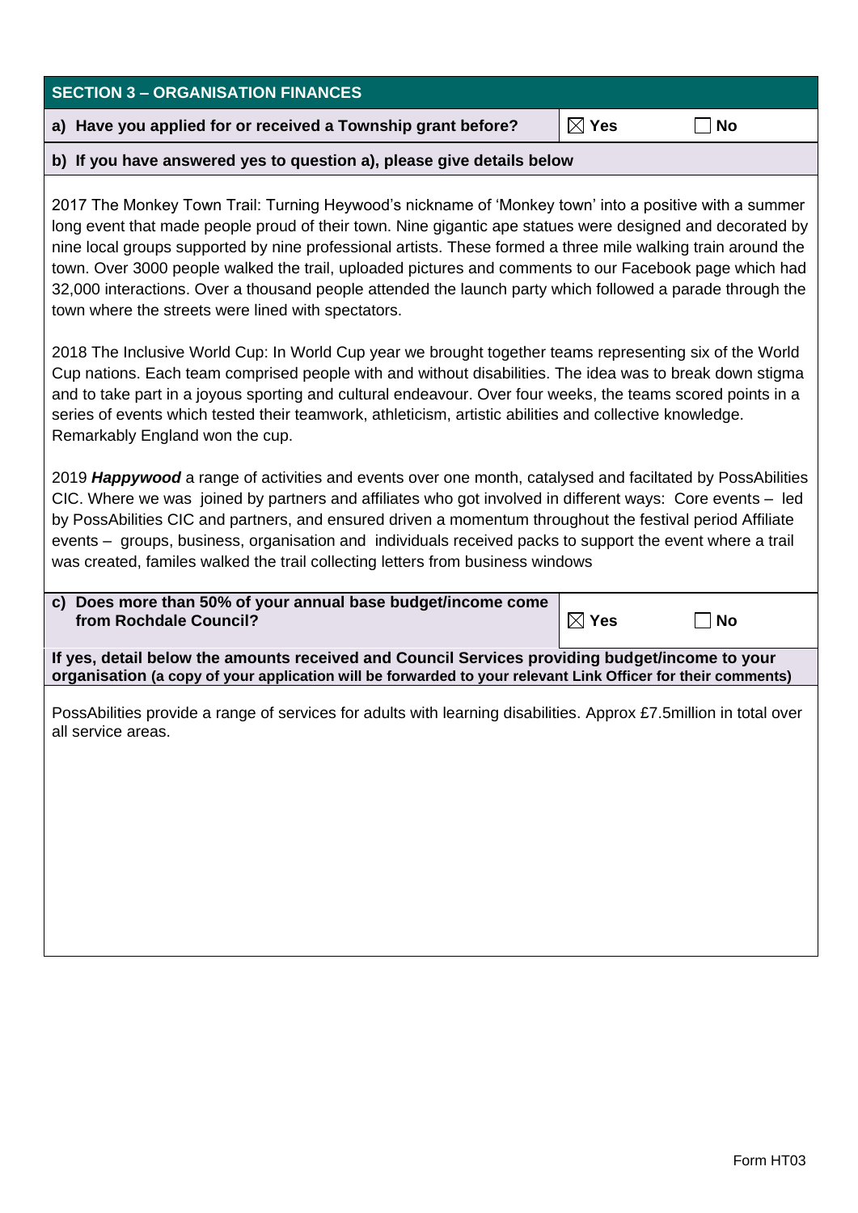## SECTION 3 – ORGANISATION FINANCES

**a) Have you applied for or received a Township grant before?** ☒ **Yes** ☐ **No**

**b) If you have answered yes to question a), please give details below**

2017 The Monkey Town Trail: Turning Heywood's nickname of 'Monkey town' into a positive with a summer long event that made people proud of their town. Nine gigantic ape statues were designed and decorated by nine local groups supported by nine professional artists. These formed a three mile walking train around the town. Over 3000 people walked the trail, uploaded pictures and comments to our Facebook page which had 32,000 interactions. Over a thousand people attended the launch party which followed a parade through the town where the streets were lined with spectators.

2018 The Inclusive World Cup: In World Cup year we brought together teams representing six of the World Cup nations. Each team comprised people with and without disabilities. The idea was to break down stigma and to take part in a joyous sporting and cultural endeavour. Over four weeks, the teams scored points in a series of events which tested their teamwork, athleticism, artistic abilities and collective knowledge. Remarkably England won the cup.

2019 ***Happywood*** a range of activities and events over one month, catalysed and faciltated by PossAbilities CIC. Where we was joined by partners and affiliates who got involved in different ways: Core events – led by PossAbilities CIC and partners, and ensured driven a momentum throughout the festival period Affiliate events – groups, business, organisation and individuals received packs to support the event where a trail was created, familes walked the trail collecting letters from business windows

**c) Does more than 50% of your annual base budget/income come from Rochdale Council?** ☒ **Yes** ☐ **No**

**If yes, detail below the amounts received and Council Services providing budget/income to your organisation (a copy of your application will be forwarded to your relevant Link Officer for their comments)**

PossAbilities provide a range of services for adults with learning disabilities. Approx £7.5million in total over all service areas.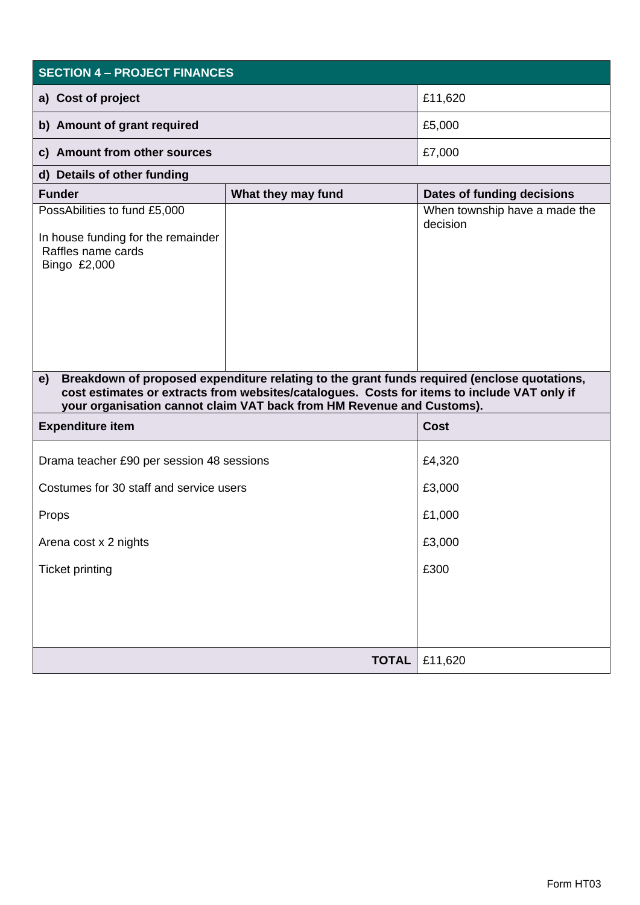## SECTION 4 – PROJECT FINANCES

| | |
|---|---|
| **a) Cost of project** | £11,620 |
| **b) Amount of grant required** | £5,000 |
| **c) Amount from other sources** | £7,000 |

**d) Details of other funding**

| Funder | What they may fund | Dates of funding decisions |
|---|---|---|
| PossAbilities to fund £5,000<br><br>In house funding for the remainder<br>Raffles name cards<br>Bingo £2,000 | | When township have a made the decision |

**e) Breakdown of proposed expenditure relating to the grant funds required (enclose quotations, cost estimates or extracts from websites/catalogues. Costs for items to include VAT only if your organisation cannot claim VAT back from HM Revenue and Customs).**

| Expenditure item | Cost |
|---|---|
| Drama teacher £90 per session 48 sessions | £4,320 |
| Costumes for 30 staff and service users | £3,000 |
| Props | £1,000 |
| Arena cost x 2 nights | £3,000 |
| Ticket printing | £300 |
| **TOTAL** | £11,620 |

Form HT03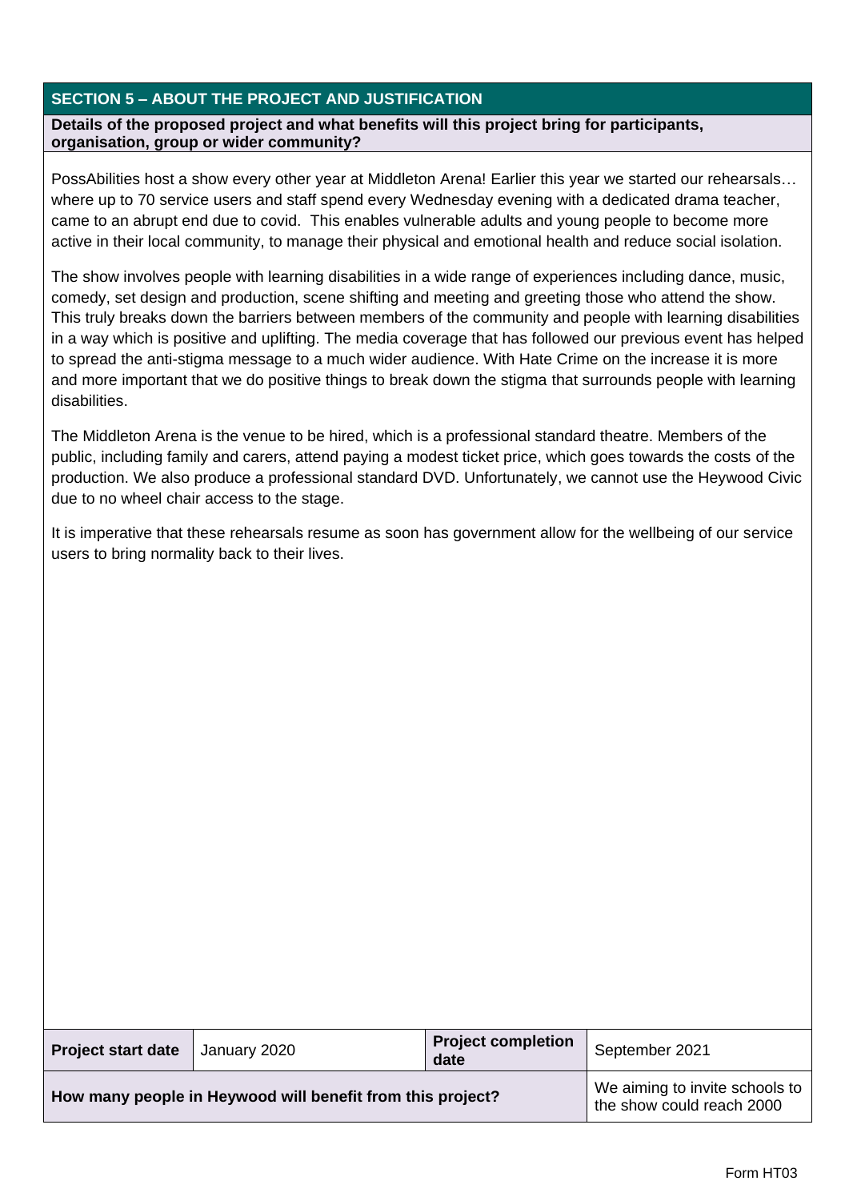## SECTION 5 – ABOUT THE PROJECT AND JUSTIFICATION

**Details of the proposed project and what benefits will this project bring for participants, organisation, group or wider community?**

PossAbilities host a show every other year at Middleton Arena! Earlier this year we started our rehearsals… where up to 70 service users and staff spend every Wednesday evening with a dedicated drama teacher, came to an abrupt end due to covid. This enables vulnerable adults and young people to become more active in their local community, to manage their physical and emotional health and reduce social isolation.

The show involves people with learning disabilities in a wide range of experiences including dance, music, comedy, set design and production, scene shifting and meeting and greeting those who attend the show. This truly breaks down the barriers between members of the community and people with learning disabilities in a way which is positive and uplifting. The media coverage that has followed our previous event has helped to spread the anti-stigma message to a much wider audience. With Hate Crime on the increase it is more and more important that we do positive things to break down the stigma that surrounds people with learning disabilities.

The Middleton Arena is the venue to be hired, which is a professional standard theatre. Members of the public, including family and carers, attend paying a modest ticket price, which goes towards the costs of the production. We also produce a professional standard DVD. Unfortunately, we cannot use the Heywood Civic due to no wheel chair access to the stage.

It is imperative that these rehearsals resume as soon has government allow for the wellbeing of our service users to bring normality back to their lives.

| **Project start date** | January 2020 | **Project completion date** | September 2021 |
|---|---|---|---|
| **How many people in Heywood will benefit from this project?** | | | We aiming to invite schools to the show could reach 2000 |

Form HT03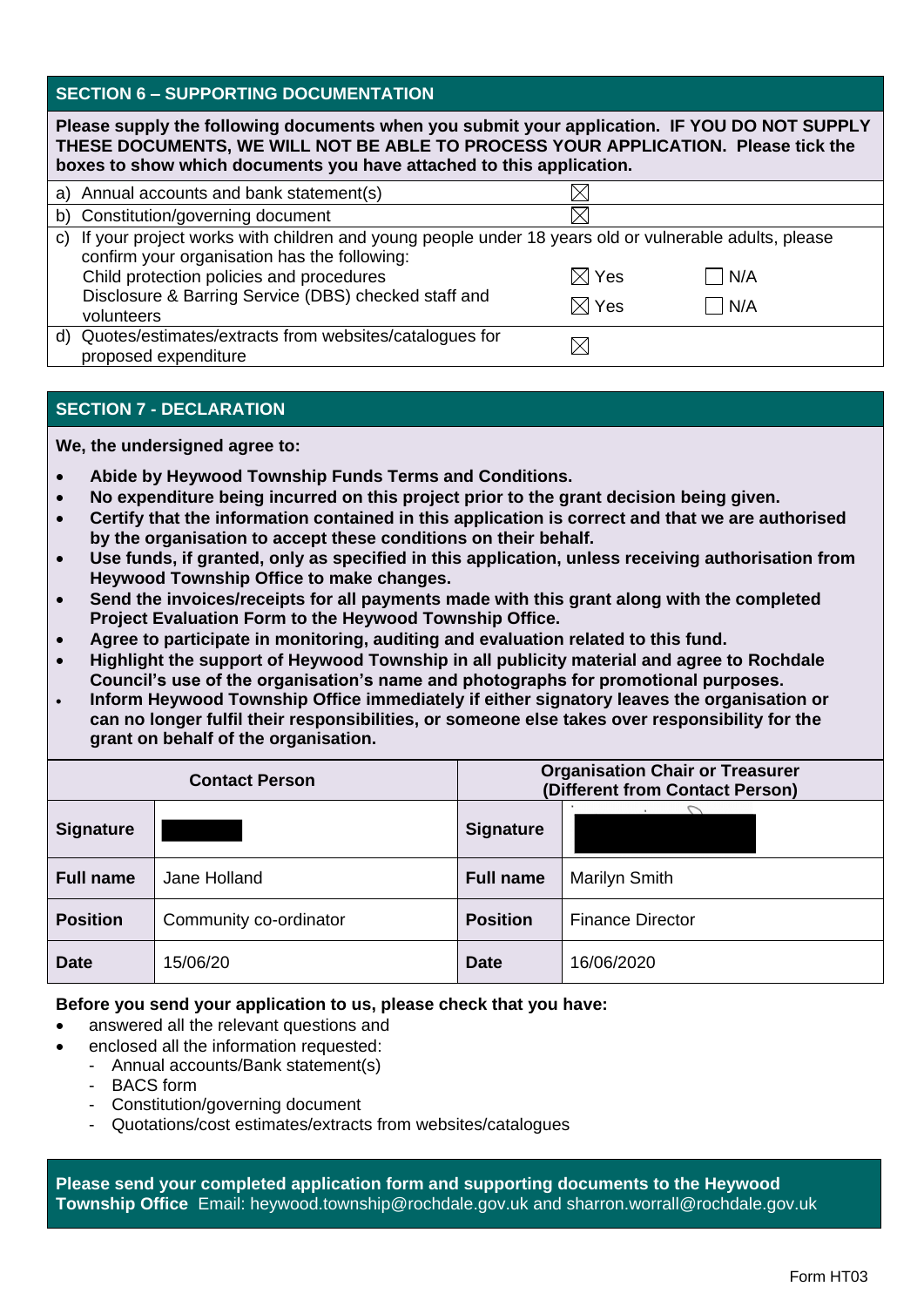## SECTION 6 – SUPPORTING DOCUMENTATION

**Please supply the following documents when you submit your application. IF YOU DO NOT SUPPLY THESE DOCUMENTS, WE WILL NOT BE ABLE TO PROCESS YOUR APPLICATION. Please tick the boxes to show which documents you have attached to this application.**

| | | |
|---|---|---|
| a) Annual accounts and bank statement(s) | ☒ | |
| b) Constitution/governing document | ☒ | |
| c) If your project works with children and young people under 18 years old or vulnerable adults, please confirm your organisation has the following: | | |
| Child protection policies and procedures | ☒ Yes | ☐ N/A |
| Disclosure & Barring Service (DBS) checked staff and volunteers | ☒ Yes | ☐ N/A |
| d) Quotes/estimates/extracts from websites/catalogues for proposed expenditure | ☒ | |

## SECTION 7 - DECLARATION

**We, the undersigned agree to:**

- **Abide by Heywood Township Funds Terms and Conditions.**
- **No expenditure being incurred on this project prior to the grant decision being given.**
- **Certify that the information contained in this application is correct and that we are authorised by the organisation to accept these conditions on their behalf.**
- **Use funds, if granted, only as specified in this application, unless receiving authorisation from Heywood Township Office to make changes.**
- **Send the invoices/receipts for all payments made with this grant along with the completed Project Evaluation Form to the Heywood Township Office.**
- **Agree to participate in monitoring, auditing and evaluation related to this fund.**
- **Highlight the support of Heywood Township in all publicity material and agree to Rochdale Council's use of the organisation's name and photographs for promotional purposes.**
- **Inform Heywood Township Office immediately if either signatory leaves the organisation or can no longer fulfil their responsibilities, or someone else takes over responsibility for the grant on behalf of the organisation.**

| Contact Person | | Organisation Chair or Treasurer (Different from Contact Person) | |
|---|---|---|---|
| **Signature** | [redacted] | **Signature** | [redacted] |
| **Full name** | Jane Holland | **Full name** | Marilyn Smith |
| **Position** | Community co-ordinator | **Position** | Finance Director |
| **Date** | 15/06/20 | **Date** | 16/06/2020 |

**Before you send your application to us, please check that you have:**

- answered all the relevant questions and
- enclosed all the information requested:
  - Annual accounts/Bank statement(s)
  - BACS form
  - Constitution/governing document
  - Quotations/cost estimates/extracts from websites/catalogues

**Please send your completed application form and supporting documents to the Heywood Township Office** Email: heywood.township@rochdale.gov.uk and sharron.worrall@rochdale.gov.uk

Form HT03